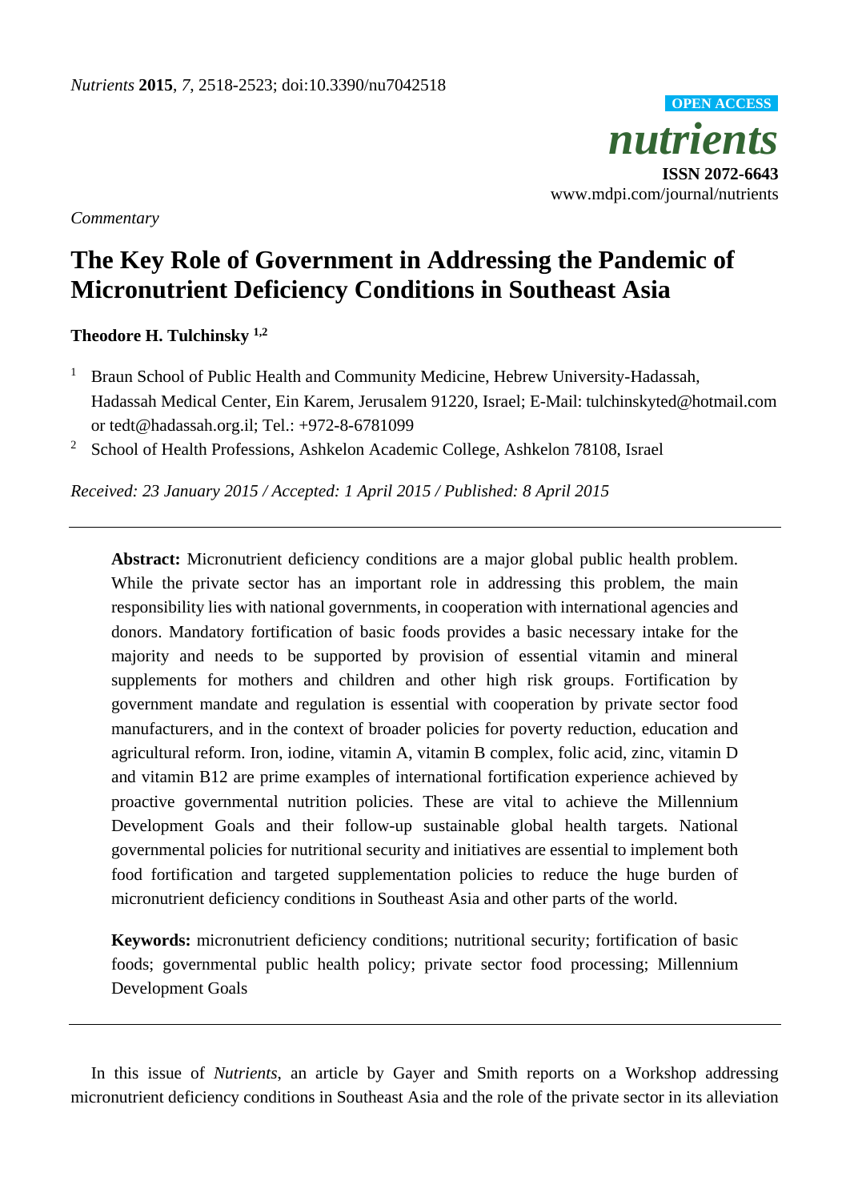*Commentary*

# The Key Role of Government in Addressing the Pandemic of Micronutrient Deficiency Conditions in Southeast Asia

**Theodore H. Tulchinsky** [1,2]

[1] Braun School of Public Health and Community Medicine, Hebrew University-Hadassah, Hadassah Medical Center, Ein Karem, Jerusalem 91220, Israel; E-Mail: tulchinskyted@hotmail.com or tedt@hadassah.org.il; Tel.: +972-8-6781099

[2] School of Health Professions, Ashkelon Academic College, Ashkelon 78108, Israel

*Received: 23 January 2015 / Accepted: 1 April 2015 / Published: 8 April 2015*

---

**Abstract:** Micronutrient deficiency conditions are a major global public health problem. While the private sector has an important role in addressing this problem, the main responsibility lies with national governments, in cooperation with international agencies and donors. Mandatory fortification of basic foods provides a basic necessary intake for the majority and needs to be supported by provision of essential vitamin and mineral supplements for mothers and children and other high risk groups. Fortification by government mandate and regulation is essential with cooperation by private sector food manufacturers, and in the context of broader policies for poverty reduction, education and agricultural reform. Iron, iodine, vitamin A, vitamin B complex, folic acid, zinc, vitamin D and vitamin B12 are prime examples of international fortification experience achieved by proactive governmental nutrition policies. These are vital to achieve the Millennium Development Goals and their follow-up sustainable global health targets. National governmental policies for nutritional security and initiatives are essential to implement both food fortification and targeted supplementation policies to reduce the huge burden of micronutrient deficiency conditions in Southeast Asia and other parts of the world.

**Keywords:** micronutrient deficiency conditions; nutritional security; fortification of basic foods; governmental public health policy; private sector food processing; Millennium Development Goals

---

In this issue of *Nutrients*, an article by Gayer and Smith reports on a Workshop addressing micronutrient deficiency conditions in Southeast Asia and the role of the private sector in its alleviation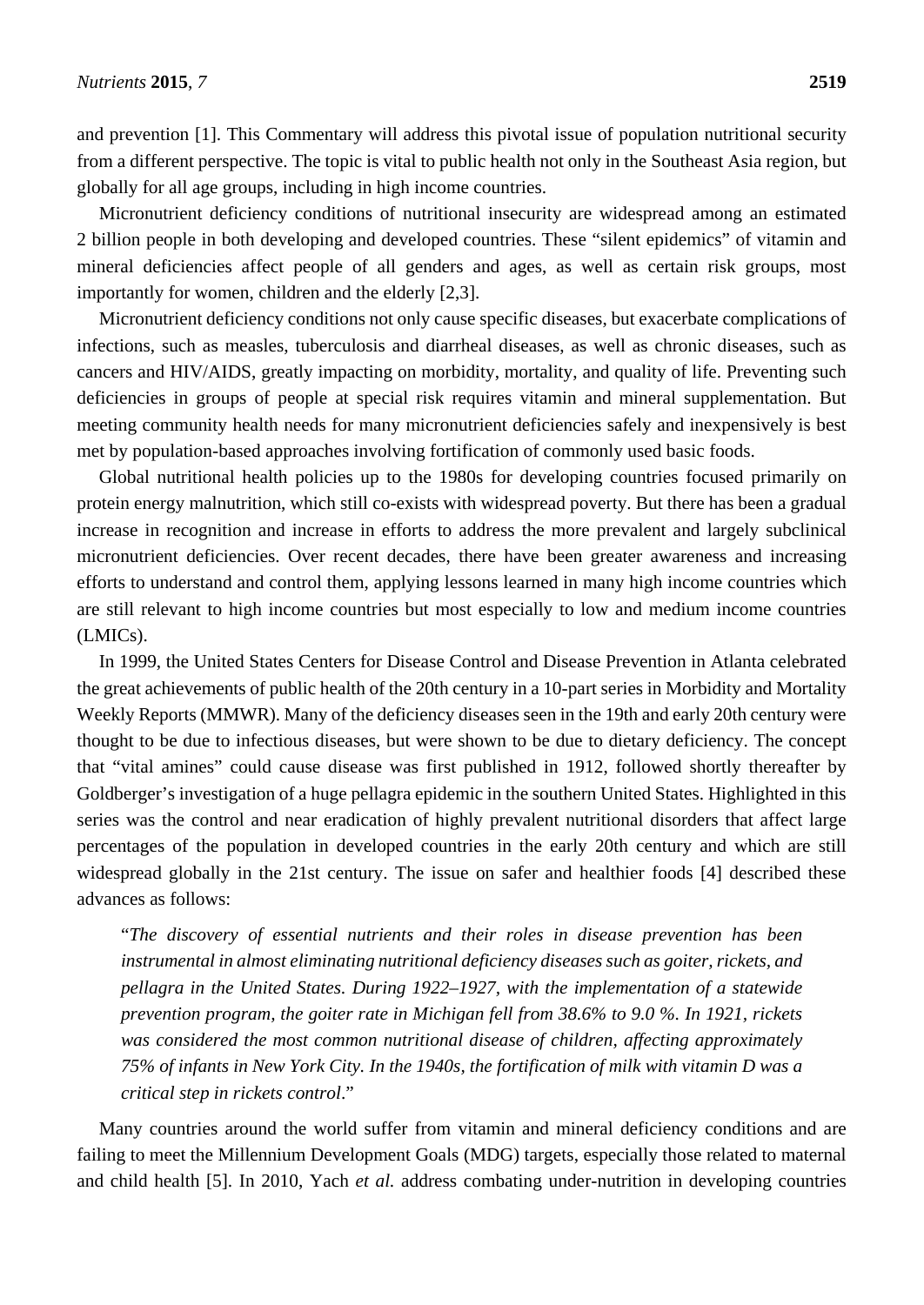and prevention [1]. This Commentary will address this pivotal issue of population nutritional security from a different perspective. The topic is vital to public health not only in the Southeast Asia region, but globally for all age groups, including in high income countries.

Micronutrient deficiency conditions of nutritional insecurity are widespread among an estimated 2 billion people in both developing and developed countries. These "silent epidemics" of vitamin and mineral deficiencies affect people of all genders and ages, as well as certain risk groups, most importantly for women, children and the elderly [2,3].

Micronutrient deficiency conditions not only cause specific diseases, but exacerbate complications of infections, such as measles, tuberculosis and diarrheal diseases, as well as chronic diseases, such as cancers and HIV/AIDS, greatly impacting on morbidity, mortality, and quality of life. Preventing such deficiencies in groups of people at special risk requires vitamin and mineral supplementation. But meeting community health needs for many micronutrient deficiencies safely and inexpensively is best met by population-based approaches involving fortification of commonly used basic foods.

Global nutritional health policies up to the 1980s for developing countries focused primarily on protein energy malnutrition, which still co-exists with widespread poverty. But there has been a gradual increase in recognition and increase in efforts to address the more prevalent and largely subclinical micronutrient deficiencies. Over recent decades, there have been greater awareness and increasing efforts to understand and control them, applying lessons learned in many high income countries which are still relevant to high income countries but most especially to low and medium income countries (LMICs).

In 1999, the United States Centers for Disease Control and Disease Prevention in Atlanta celebrated the great achievements of public health of the 20th century in a 10-part series in Morbidity and Mortality Weekly Reports (MMWR). Many of the deficiency diseases seen in the 19th and early 20th century were thought to be due to infectious diseases, but were shown to be due to dietary deficiency. The concept that "vital amines" could cause disease was first published in 1912, followed shortly thereafter by Goldberger's investigation of a huge pellagra epidemic in the southern United States. Highlighted in this series was the control and near eradication of highly prevalent nutritional disorders that affect large percentages of the population in developed countries in the early 20th century and which are still widespread globally in the 21st century. The issue on safer and healthier foods [4] described these advances as follows:

> "*The discovery of essential nutrients and their roles in disease prevention has been instrumental in almost eliminating nutritional deficiency diseases such as goiter, rickets, and pellagra in the United States. During 1922–1927, with the implementation of a statewide prevention program, the goiter rate in Michigan fell from 38.6% to 9.0 %. In 1921, rickets was considered the most common nutritional disease of children, affecting approximately 75% of infants in New York City. In the 1940s, the fortification of milk with vitamin D was a critical step in rickets control*."

Many countries around the world suffer from vitamin and mineral deficiency conditions and are failing to meet the Millennium Development Goals (MDG) targets, especially those related to maternal and child health [5]. In 2010, Yach *et al.* address combating under-nutrition in developing countries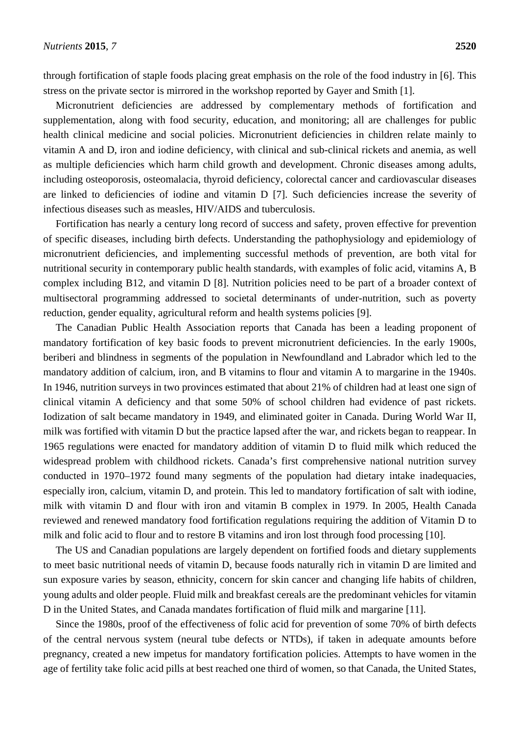through fortification of staple foods placing great emphasis on the role of the food industry in [6]. This stress on the private sector is mirrored in the workshop reported by Gayer and Smith [1].

Micronutrient deficiencies are addressed by complementary methods of fortification and supplementation, along with food security, education, and monitoring; all are challenges for public health clinical medicine and social policies. Micronutrient deficiencies in children relate mainly to vitamin A and D, iron and iodine deficiency, with clinical and sub-clinical rickets and anemia, as well as multiple deficiencies which harm child growth and development. Chronic diseases among adults, including osteoporosis, osteomalacia, thyroid deficiency, colorectal cancer and cardiovascular diseases are linked to deficiencies of iodine and vitamin D [7]. Such deficiencies increase the severity of infectious diseases such as measles, HIV/AIDS and tuberculosis.

Fortification has nearly a century long record of success and safety, proven effective for prevention of specific diseases, including birth defects. Understanding the pathophysiology and epidemiology of micronutrient deficiencies, and implementing successful methods of prevention, are both vital for nutritional security in contemporary public health standards, with examples of folic acid, vitamins A, B complex including B12, and vitamin D [8]. Nutrition policies need to be part of a broader context of multisectoral programming addressed to societal determinants of under-nutrition, such as poverty reduction, gender equality, agricultural reform and health systems policies [9].

The Canadian Public Health Association reports that Canada has been a leading proponent of mandatory fortification of key basic foods to prevent micronutrient deficiencies. In the early 1900s, beriberi and blindness in segments of the population in Newfoundland and Labrador which led to the mandatory addition of calcium, iron, and B vitamins to flour and vitamin A to margarine in the 1940s. In 1946, nutrition surveys in two provinces estimated that about 21% of children had at least one sign of clinical vitamin A deficiency and that some 50% of school children had evidence of past rickets. Iodization of salt became mandatory in 1949, and eliminated goiter in Canada. During World War II, milk was fortified with vitamin D but the practice lapsed after the war, and rickets began to reappear. In 1965 regulations were enacted for mandatory addition of vitamin D to fluid milk which reduced the widespread problem with childhood rickets. Canada's first comprehensive national nutrition survey conducted in 1970–1972 found many segments of the population had dietary intake inadequacies, especially iron, calcium, vitamin D, and protein. This led to mandatory fortification of salt with iodine, milk with vitamin D and flour with iron and vitamin B complex in 1979. In 2005, Health Canada reviewed and renewed mandatory food fortification regulations requiring the addition of Vitamin D to milk and folic acid to flour and to restore B vitamins and iron lost through food processing [10].

The US and Canadian populations are largely dependent on fortified foods and dietary supplements to meet basic nutritional needs of vitamin D, because foods naturally rich in vitamin D are limited and sun exposure varies by season, ethnicity, concern for skin cancer and changing life habits of children, young adults and older people. Fluid milk and breakfast cereals are the predominant vehicles for vitamin D in the United States, and Canada mandates fortification of fluid milk and margarine [11].

Since the 1980s, proof of the effectiveness of folic acid for prevention of some 70% of birth defects of the central nervous system (neural tube defects or NTDs), if taken in adequate amounts before pregnancy, created a new impetus for mandatory fortification policies. Attempts to have women in the age of fertility take folic acid pills at best reached one third of women, so that Canada, the United States,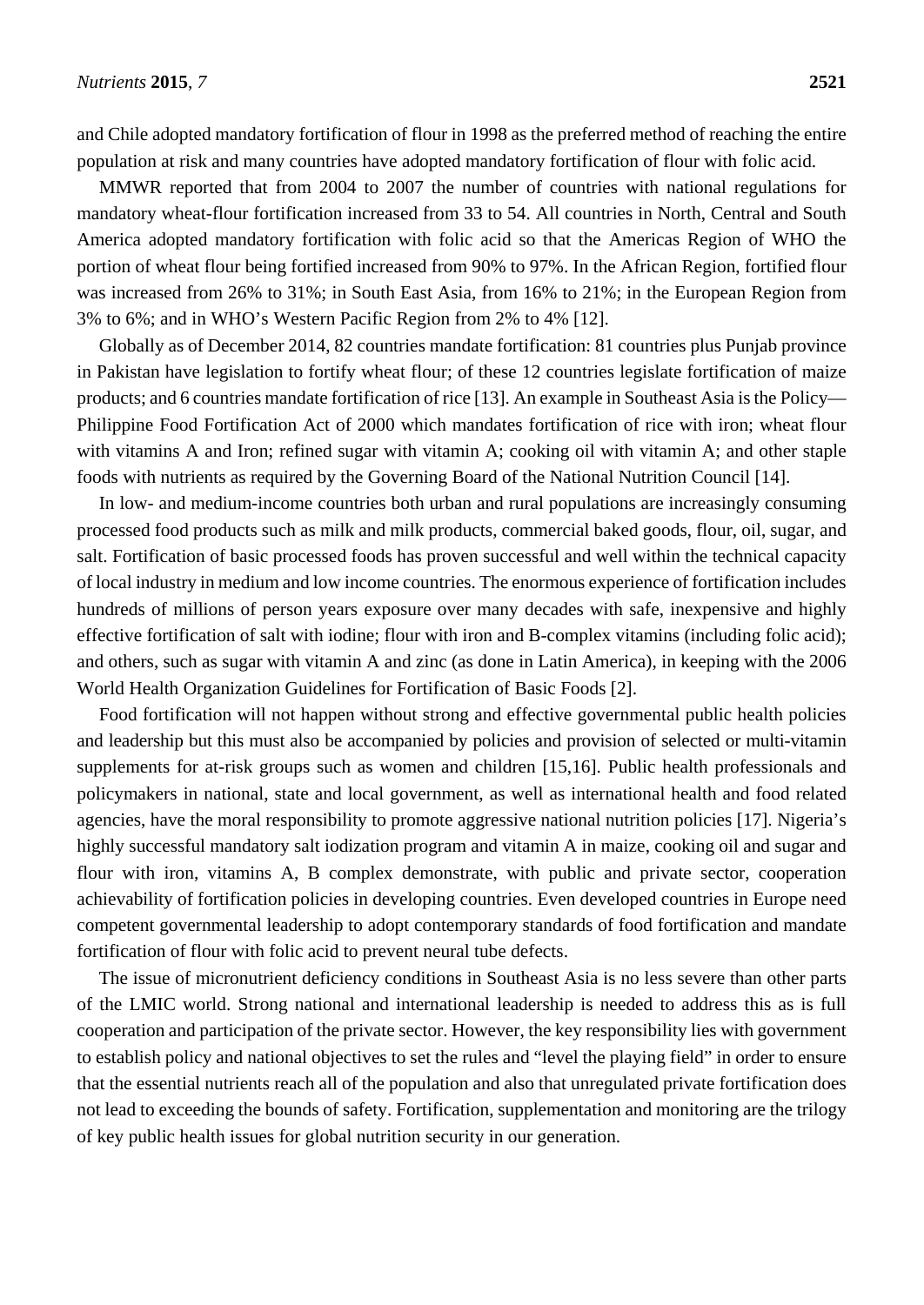and Chile adopted mandatory fortification of flour in 1998 as the preferred method of reaching the entire population at risk and many countries have adopted mandatory fortification of flour with folic acid.

MMWR reported that from 2004 to 2007 the number of countries with national regulations for mandatory wheat-flour fortification increased from 33 to 54. All countries in North, Central and South America adopted mandatory fortification with folic acid so that the Americas Region of WHO the portion of wheat flour being fortified increased from 90% to 97%. In the African Region, fortified flour was increased from 26% to 31%; in South East Asia, from 16% to 21%; in the European Region from 3% to 6%; and in WHO's Western Pacific Region from 2% to 4% [12].

Globally as of December 2014, 82 countries mandate fortification: 81 countries plus Punjab province in Pakistan have legislation to fortify wheat flour; of these 12 countries legislate fortification of maize products; and 6 countries mandate fortification of rice [13]. An example in Southeast Asia is the Policy—Philippine Food Fortification Act of 2000 which mandates fortification of rice with iron; wheat flour with vitamins A and Iron; refined sugar with vitamin A; cooking oil with vitamin A; and other staple foods with nutrients as required by the Governing Board of the National Nutrition Council [14].

In low- and medium-income countries both urban and rural populations are increasingly consuming processed food products such as milk and milk products, commercial baked goods, flour, oil, sugar, and salt. Fortification of basic processed foods has proven successful and well within the technical capacity of local industry in medium and low income countries. The enormous experience of fortification includes hundreds of millions of person years exposure over many decades with safe, inexpensive and highly effective fortification of salt with iodine; flour with iron and B-complex vitamins (including folic acid); and others, such as sugar with vitamin A and zinc (as done in Latin America), in keeping with the 2006 World Health Organization Guidelines for Fortification of Basic Foods [2].

Food fortification will not happen without strong and effective governmental public health policies and leadership but this must also be accompanied by policies and provision of selected or multi-vitamin supplements for at-risk groups such as women and children [15,16]. Public health professionals and policymakers in national, state and local government, as well as international health and food related agencies, have the moral responsibility to promote aggressive national nutrition policies [17]. Nigeria's highly successful mandatory salt iodization program and vitamin A in maize, cooking oil and sugar and flour with iron, vitamins A, B complex demonstrate, with public and private sector, cooperation achievability of fortification policies in developing countries. Even developed countries in Europe need competent governmental leadership to adopt contemporary standards of food fortification and mandate fortification of flour with folic acid to prevent neural tube defects.

The issue of micronutrient deficiency conditions in Southeast Asia is no less severe than other parts of the LMIC world. Strong national and international leadership is needed to address this as is full cooperation and participation of the private sector. However, the key responsibility lies with government to establish policy and national objectives to set the rules and "level the playing field" in order to ensure that the essential nutrients reach all of the population and also that unregulated private fortification does not lead to exceeding the bounds of safety. Fortification, supplementation and monitoring are the trilogy of key public health issues for global nutrition security in our generation.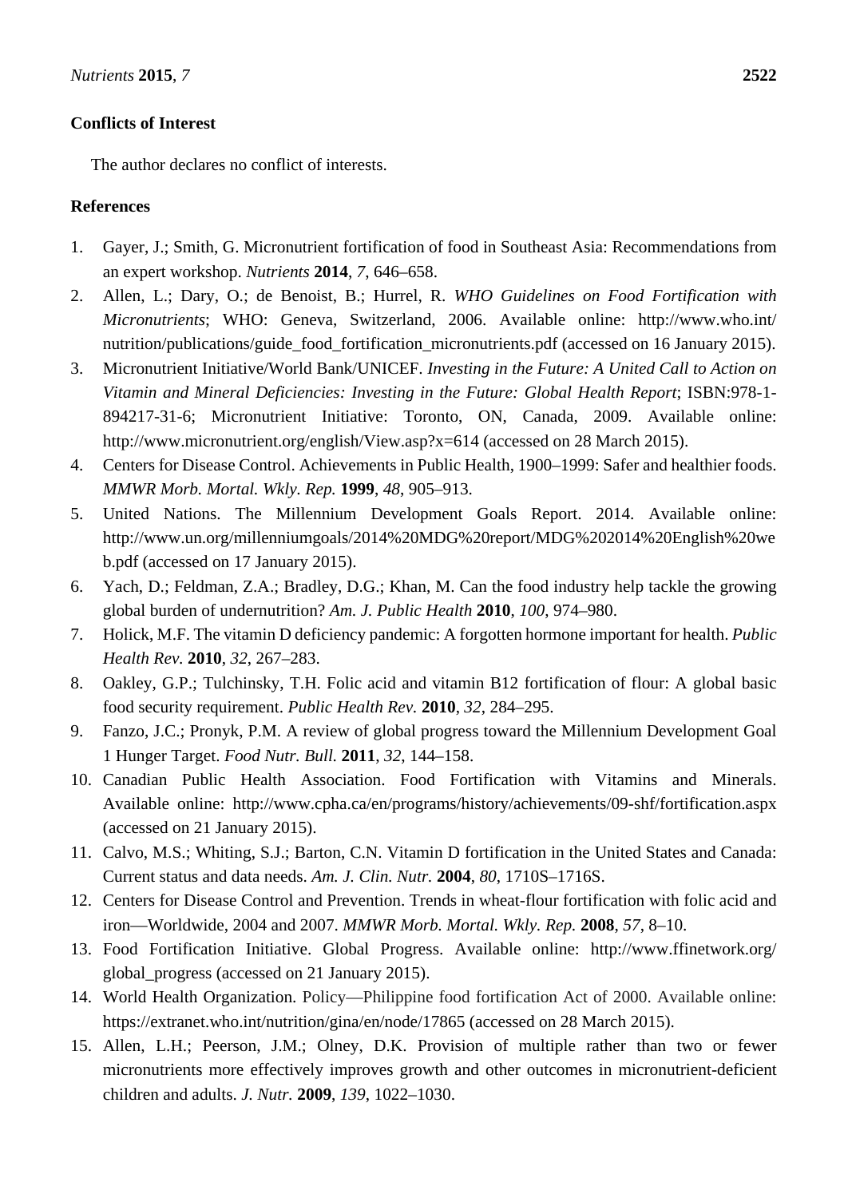## Conflicts of Interest

The author declares no conflict of interests.

## References

1. Gayer, J.; Smith, G. Micronutrient fortification of food in Southeast Asia: Recommendations from an expert workshop. *Nutrients* **2014**, *7*, 646–658.
2. Allen, L.; Dary, O.; de Benoist, B.; Hurrel, R. *WHO Guidelines on Food Fortification with Micronutrients*; WHO: Geneva, Switzerland, 2006. Available online: http://www.who.int/nutrition/publications/guide_food_fortification_micronutrients.pdf (accessed on 16 January 2015).
3. Micronutrient Initiative/World Bank/UNICEF. *Investing in the Future: A United Call to Action on Vitamin and Mineral Deficiencies: Investing in the Future: Global Health Report*; ISBN:978-1-894217-31-6; Micronutrient Initiative: Toronto, ON, Canada, 2009. Available online: http://www.micronutrient.org/english/View.asp?x=614 (accessed on 28 March 2015).
4. Centers for Disease Control. Achievements in Public Health, 1900–1999: Safer and healthier foods. *MMWR Morb. Mortal. Wkly. Rep.* **1999**, *48*, 905–913.
5. United Nations. The Millennium Development Goals Report. 2014. Available online: http://www.un.org/millenniumgoals/2014%20MDG%20report/MDG%202014%20English%20web.pdf (accessed on 17 January 2015).
6. Yach, D.; Feldman, Z.A.; Bradley, D.G.; Khan, M. Can the food industry help tackle the growing global burden of undernutrition? *Am. J. Public Health* **2010**, *100*, 974–980.
7. Holick, M.F. The vitamin D deficiency pandemic: A forgotten hormone important for health. *Public Health Rev.* **2010**, *32*, 267–283.
8. Oakley, G.P.; Tulchinsky, T.H. Folic acid and vitamin B12 fortification of flour: A global basic food security requirement. *Public Health Rev.* **2010**, *32*, 284–295.
9. Fanzo, J.C.; Pronyk, P.M. A review of global progress toward the Millennium Development Goal 1 Hunger Target. *Food Nutr. Bull.* **2011**, *32*, 144–158.
10. Canadian Public Health Association. Food Fortification with Vitamins and Minerals. Available online: http://www.cpha.ca/en/programs/history/achievements/09-shf/fortification.aspx (accessed on 21 January 2015).
11. Calvo, M.S.; Whiting, S.J.; Barton, C.N. Vitamin D fortification in the United States and Canada: Current status and data needs. *Am. J. Clin. Nutr.* **2004**, *80*, 1710S–1716S.
12. Centers for Disease Control and Prevention. Trends in wheat-flour fortification with folic acid and iron—Worldwide, 2004 and 2007. *MMWR Morb. Mortal. Wkly. Rep.* **2008**, *57*, 8–10.
13. Food Fortification Initiative. Global Progress. Available online: http://www.ffinetwork.org/global_progress (accessed on 21 January 2015).
14. World Health Organization. Policy—Philippine food fortification Act of 2000. Available online: https://extranet.who.int/nutrition/gina/en/node/17865 (accessed on 28 March 2015).
15. Allen, L.H.; Peerson, J.M.; Olney, D.K. Provision of multiple rather than two or fewer micronutrients more effectively improves growth and other outcomes in micronutrient-deficient children and adults. *J. Nutr.* **2009**, *139*, 1022–1030.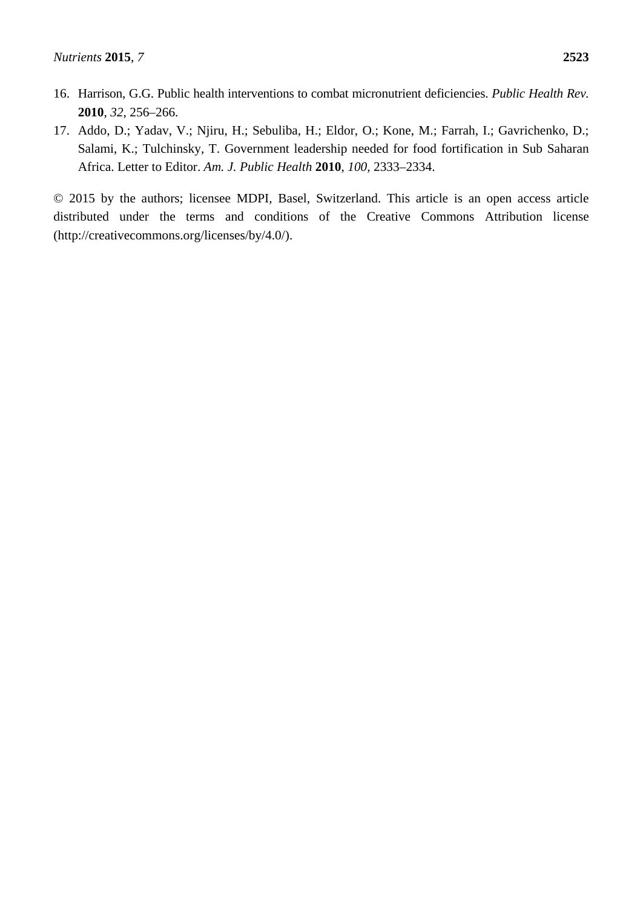16. Harrison, G.G. Public health interventions to combat micronutrient deficiencies. *Public Health Rev.* **2010**, *32*, 256–266.
17. Addo, D.; Yadav, V.; Njiru, H.; Sebuliba, H.; Eldor, O.; Kone, M.; Farrah, I.; Gavrichenko, D.; Salami, K.; Tulchinsky, T. Government leadership needed for food fortification in Sub Saharan Africa. Letter to Editor. *Am. J. Public Health* **2010**, *100*, 2333–2334.

© 2015 by the authors; licensee MDPI, Basel, Switzerland. This article is an open access article distributed under the terms and conditions of the Creative Commons Attribution license (http://creativecommons.org/licenses/by/4.0/).